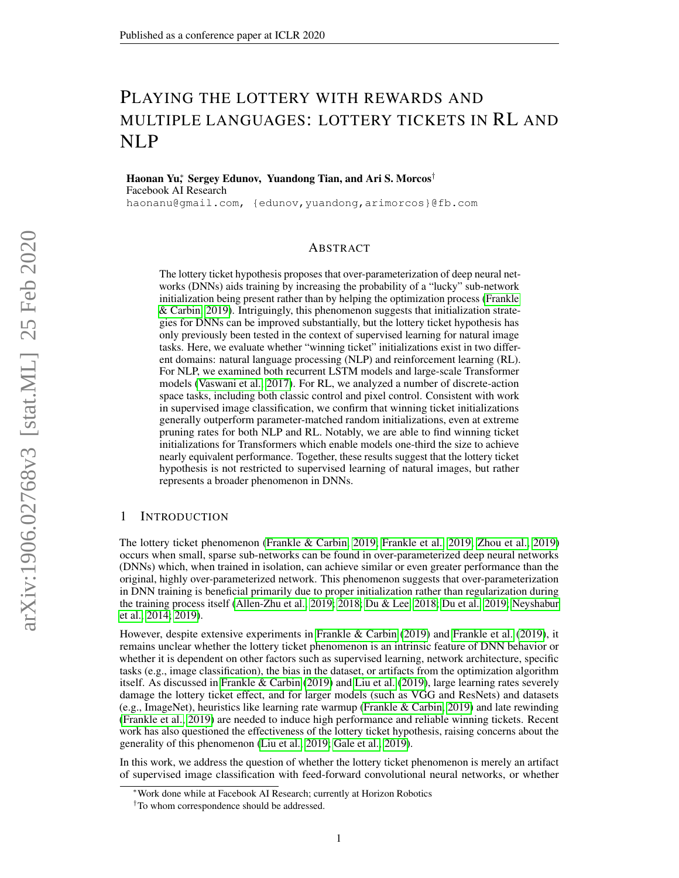# PLAYING THE LOTTERY WITH REWARDS AND MULTIPLE LANGUAGES: LOTTERY TICKETS IN RL AND NLP

**Haonan Yu**[*], **Sergey Edunov, Yuandong Tian, and Ari S. Morcos**[†]
Facebook AI Research
haonanu@gmail.com, {edunov,yuandong,arimorcos}@fb.com

## ABSTRACT

The lottery ticket hypothesis proposes that over-parameterization of deep neural networks (DNNs) aids training by increasing the probability of a "lucky" sub-network initialization being present rather than by helping the optimization process (Frankle & Carbin, 2019). Intriguingly, this phenomenon suggests that initialization strategies for DNNs can be improved substantially, but the lottery ticket hypothesis has only previously been tested in the context of supervised learning for natural image tasks. Here, we evaluate whether "winning ticket" initializations exist in two different domains: natural language processing (NLP) and reinforcement learning (RL). For NLP, we examined both recurrent LSTM models and large-scale Transformer models (Vaswani et al., 2017). For RL, we analyzed a number of discrete-action space tasks, including both classic control and pixel control. Consistent with work in supervised image classification, we confirm that winning ticket initializations generally outperform parameter-matched random initializations, even at extreme pruning rates for both NLP and RL. Notably, we are able to find winning ticket initializations for Transformers which enable models one-third the size to achieve nearly equivalent performance. Together, these results suggest that the lottery ticket hypothesis is not restricted to supervised learning of natural images, but rather represents a broader phenomenon in DNNs.

## 1 INTRODUCTION

The lottery ticket phenomenon (Frankle & Carbin, 2019; Frankle et al., 2019; Zhou et al., 2019) occurs when small, sparse sub-networks can be found in over-parameterized deep neural networks (DNNs) which, when trained in isolation, can achieve similar or even greater performance than the original, highly over-parameterized network. This phenomenon suggests that over-parameterization in DNN training is beneficial primarily due to proper initialization rather than regularization during the training process itself (Allen-Zhu et al., 2019; 2018; Du & Lee, 2018; Du et al., 2019; Neyshabur et al., 2014; 2019).

However, despite extensive experiments in Frankle & Carbin (2019) and Frankle et al. (2019), it remains unclear whether the lottery ticket phenomenon is an intrinsic feature of DNN behavior or whether it is dependent on other factors such as supervised learning, network architecture, specific tasks (e.g., image classification), the bias in the dataset, or artifacts from the optimization algorithm itself. As discussed in Frankle & Carbin (2019) and Liu et al. (2019), large learning rates severely damage the lottery ticket effect, and for larger models (such as VGG and ResNets) and datasets (e.g., ImageNet), heuristics like learning rate warmup (Frankle & Carbin, 2019) and late rewinding (Frankle et al., 2019) are needed to induce high performance and reliable winning tickets. Recent work has also questioned the effectiveness of the lottery ticket hypothesis, raising concerns about the generality of this phenomenon (Liu et al., 2019; Gale et al., 2019).

In this work, we address the question of whether the lottery ticket phenomenon is merely an artifact of supervised image classification with feed-forward convolutional neural networks, or whether

[*]Work done while at Facebook AI Research; currently at Horizon Robotics

[†]To whom correspondence should be addressed.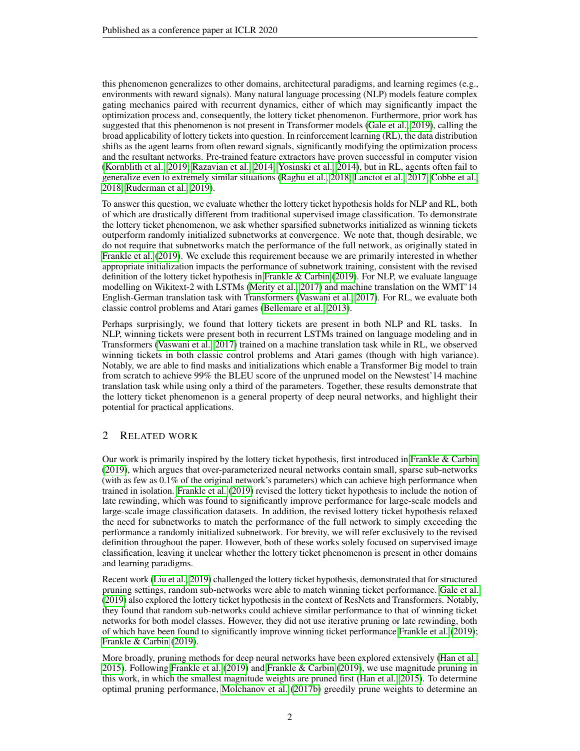this phenomenon generalizes to other domains, architectural paradigms, and learning regimes (e.g., environments with reward signals). Many natural language processing (NLP) models feature complex gating mechanics paired with recurrent dynamics, either of which may significantly impact the optimization process and, consequently, the lottery ticket phenomenon. Furthermore, prior work has suggested that this phenomenon is not present in Transformer models (Gale et al., 2019), calling the broad applicability of lottery tickets into question. In reinforcement learning (RL), the data distribution shifts as the agent learns from often reward signals, significantly modifying the optimization process and the resultant networks. Pre-trained feature extractors have proven successful in computer vision (Kornblith et al., 2019; Razavian et al., 2014; Yosinski et al., 2014), but in RL, agents often fail to generalize even to extremely similar situations (Raghu et al., 2018; Lanctot et al., 2017; Cobbe et al., 2018; Ruderman et al., 2019).

To answer this question, we evaluate whether the lottery ticket hypothesis holds for NLP and RL, both of which are drastically different from traditional supervised image classification. To demonstrate the lottery ticket phenomenon, we ask whether sparsified subnetworks initialized as winning tickets outperform randomly initialized subnetworks at convergence. We note that, though desirable, we do not require that subnetworks match the performance of the full network, as originally stated in Frankle et al. (2019). We exclude this requirement because we are primarily interested in whether appropriate initialization impacts the performance of subnetwork training, consistent with the revised definition of the lottery ticket hypothesis in Frankle & Carbin (2019). For NLP, we evaluate language modelling on Wikitext-2 with LSTMs (Merity et al., 2017) and machine translation on the WMT'14 English-German translation task with Transformers (Vaswani et al., 2017). For RL, we evaluate both classic control problems and Atari games (Bellemare et al., 2013).

Perhaps surprisingly, we found that lottery tickets are present in both NLP and RL tasks. In NLP, winning tickets were present both in recurrent LSTMs trained on language modeling and in Transformers (Vaswani et al., 2017) trained on a machine translation task while in RL, we observed winning tickets in both classic control problems and Atari games (though with high variance). Notably, we are able to find masks and initializations which enable a Transformer Big model to train from scratch to achieve 99% the BLEU score of the unpruned model on the Newstest'14 machine translation task while using only a third of the parameters. Together, these results demonstrate that the lottery ticket phenomenon is a general property of deep neural networks, and highlight their potential for practical applications.

## 2 Related work

Our work is primarily inspired by the lottery ticket hypothesis, first introduced in Frankle & Carbin (2019), which argues that over-parameterized neural networks contain small, sparse sub-networks (with as few as 0.1% of the original network's parameters) which can achieve high performance when trained in isolation. Frankle et al. (2019) revised the lottery ticket hypothesis to include the notion of late rewinding, which was found to significantly improve performance for large-scale models and large-scale image classification datasets. In addition, the revised lottery ticket hypothesis relaxed the need for subnetworks to match the performance of the full network to simply exceeding the performance a randomly initialized subnetwork. For brevity, we will refer exclusively to the revised definition throughout the paper. However, both of these works solely focused on supervised image classification, leaving it unclear whether the lottery ticket phenomenon is present in other domains and learning paradigms.

Recent work (Liu et al., 2019) challenged the lottery ticket hypothesis, demonstrated that for structured pruning settings, random sub-networks were able to match winning ticket performance. Gale et al. (2019) also explored the lottery ticket hypothesis in the context of ResNets and Transformers. Notably, they found that random sub-networks could achieve similar performance to that of winning ticket networks for both model classes. However, they did not use iterative pruning or late rewinding, both of which have been found to significantly improve winning ticket performance Frankle et al. (2019); Frankle & Carbin (2019).

More broadly, pruning methods for deep neural networks have been explored extensively (Han et al., 2015). Following Frankle et al. (2019) and Frankle & Carbin (2019), we use magnitude pruning in this work, in which the smallest magnitude weights are pruned first (Han et al., 2015). To determine optimal pruning performance, Molchanov et al. (2017b) greedily prune weights to determine an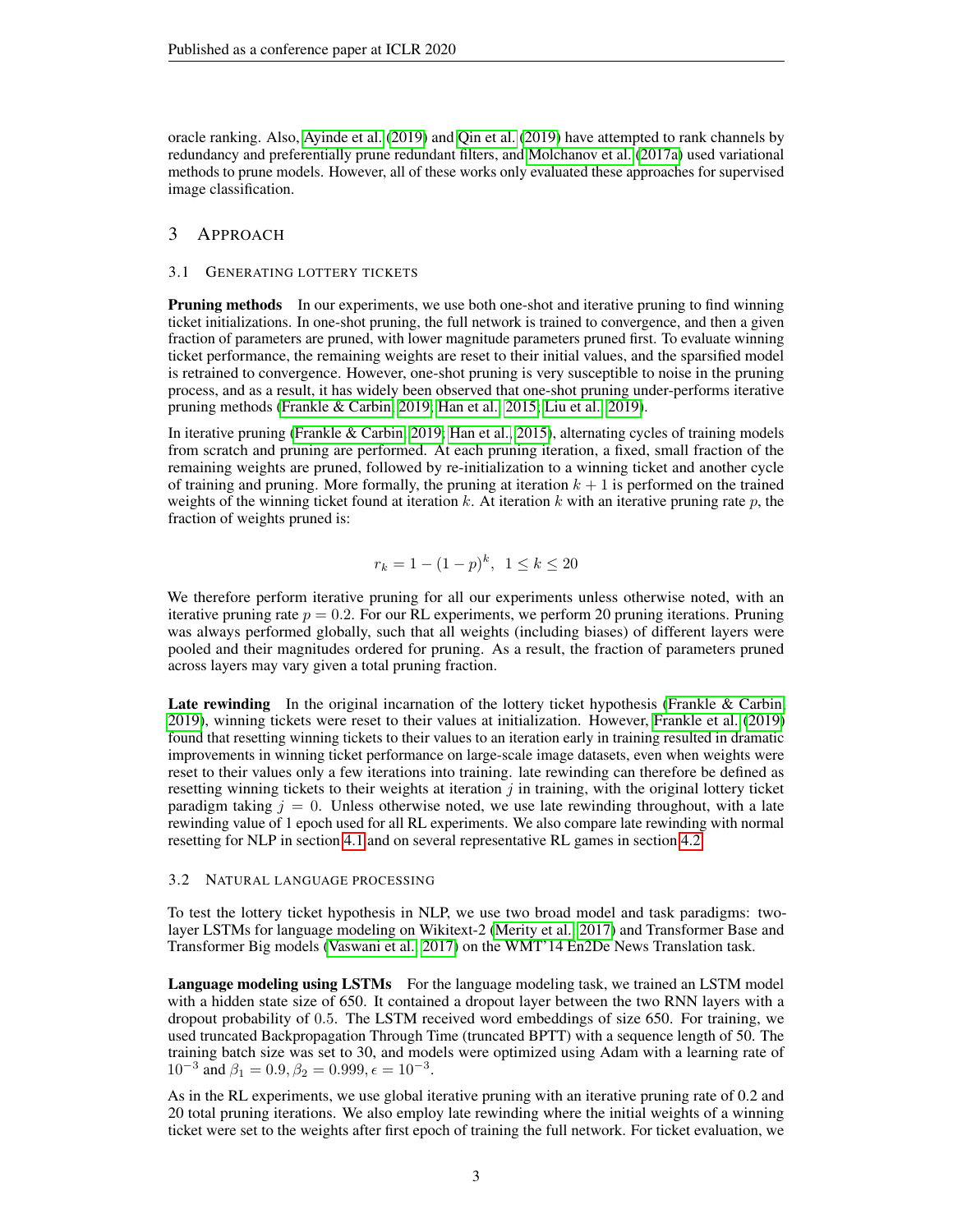oracle ranking. Also, Ayinde et al. (2019) and Qin et al. (2019) have attempted to rank channels by redundancy and preferentially prune redundant filters, and Molchanov et al. (2017a) used variational methods to prune models. However, all of these works only evaluated these approaches for supervised image classification.

## 3 Approach

### 3.1 Generating lottery tickets

**Pruning methods** In our experiments, we use both one-shot and iterative pruning to find winning ticket initializations. In one-shot pruning, the full network is trained to convergence, and then a given fraction of parameters are pruned, with lower magnitude parameters pruned first. To evaluate winning ticket performance, the remaining weights are reset to their initial values, and the sparsified model is retrained to convergence. However, one-shot pruning is very susceptible to noise in the pruning process, and as a result, it has widely been observed that one-shot pruning under-performs iterative pruning methods (Frankle & Carbin, 2019; Han et al., 2015; Liu et al., 2019).

In iterative pruning (Frankle & Carbin, 2019; Han et al., 2015), alternating cycles of training models from scratch and pruning are performed. At each pruning iteration, a fixed, small fraction of the remaining weights are pruned, followed by re-initialization to a winning ticket and another cycle of training and pruning. More formally, the pruning at iteration $k+1$ is performed on the trained weights of the winning ticket found at iteration $k$. At iteration $k$ with an iterative pruning rate $p$, the fraction of weights pruned is:

$$r_k = 1 - (1-p)^k, \;\; 1 \leq k \leq 20$$

We therefore perform iterative pruning for all our experiments unless otherwise noted, with an iterative pruning rate $p = 0.2$. For our RL experiments, we perform 20 pruning iterations. Pruning was always performed globally, such that all weights (including biases) of different layers were pooled and their magnitudes ordered for pruning. As a result, the fraction of parameters pruned across layers may vary given a total pruning fraction.

**Late rewinding** In the original incarnation of the lottery ticket hypothesis (Frankle & Carbin, 2019), winning tickets were reset to their values at initialization. However, Frankle et al. (2019) found that resetting winning tickets to their values to an iteration early in training resulted in dramatic improvements in winning ticket performance on large-scale image datasets, even when weights were reset to their values only a few iterations into training. late rewinding can therefore be defined as resetting winning tickets to their weights at iteration $j$ in training, with the original lottery ticket paradigm taking $j = 0$. Unless otherwise noted, we use late rewinding throughout, with a late rewinding value of 1 epoch used for all RL experiments. We also compare late rewinding with normal resetting for NLP in section 4.1 and on several representative RL games in section 4.2.

### 3.2 Natural language processing

To test the lottery ticket hypothesis in NLP, we use two broad model and task paradigms: two-layer LSTMs for language modeling on Wikitext-2 (Merity et al., 2017) and Transformer Base and Transformer Big models (Vaswani et al., 2017) on the WMT'14 En2De News Translation task.

**Language modeling using LSTMs** For the language modeling task, we trained an LSTM model with a hidden state size of 650. It contained a dropout layer between the two RNN layers with a dropout probability of 0.5. The LSTM received word embeddings of size 650. For training, we used truncated Backpropagation Through Time (truncated BPTT) with a sequence length of 50. The training batch size was set to 30, and models were optimized using Adam with a learning rate of $10^{-3}$ and $\beta_1 = 0.9, \beta_2 = 0.999, \epsilon = 10^{-3}$.

As in the RL experiments, we use global iterative pruning with an iterative pruning rate of 0.2 and 20 total pruning iterations. We also employ late rewinding where the initial weights of a winning ticket were set to the weights after first epoch of training the full network. For ticket evaluation, we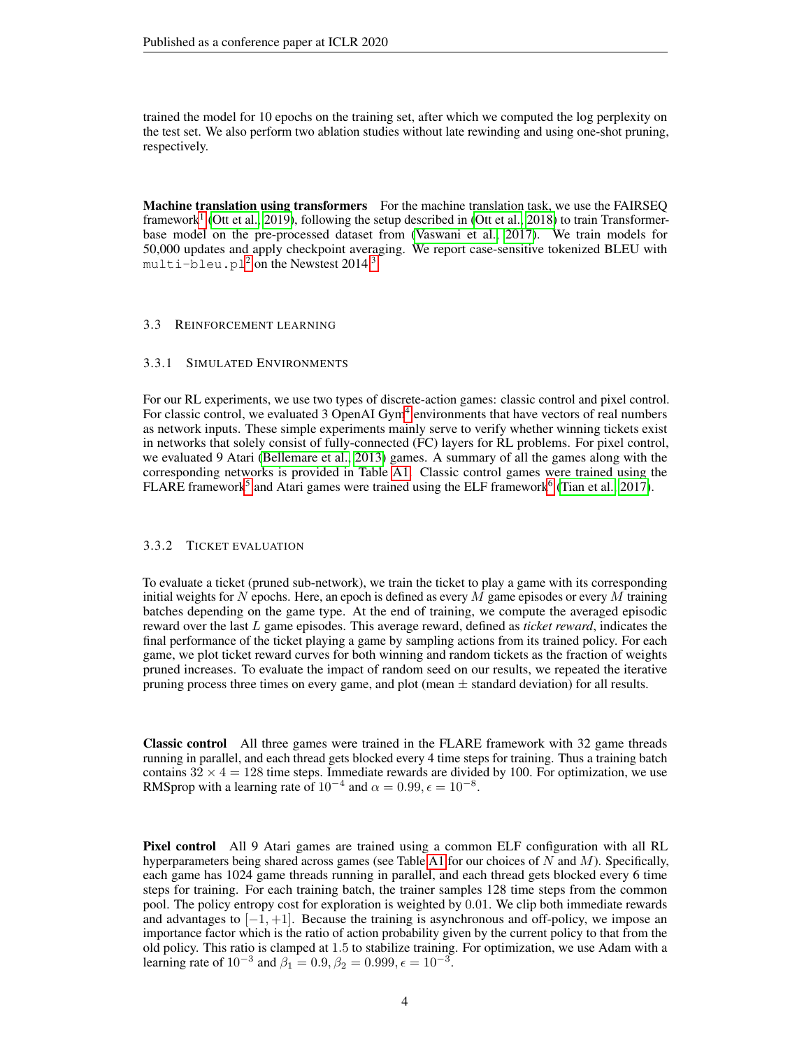trained the model for 10 epochs on the training set, after which we computed the log perplexity on the test set. We also perform two ablation studies without late rewinding and using one-shot pruning, respectively.

**Machine translation using transformers** For the machine translation task, we use the FAIRSEQ framework[1] (Ott et al., 2019), following the setup described in (Ott et al., 2018) to train Transformer-base model on the pre-processed dataset from (Vaswani et al., 2017). We train models for 50,000 updates and apply checkpoint averaging. We report case-sensitive tokenized BLEU with `multi-bleu.pl`[2] on the Newstest 2014.[3]

### 3.3 Reinforcement Learning

#### 3.3.1 Simulated Environments

For our RL experiments, we use two types of discrete-action games: classic control and pixel control. For classic control, we evaluated 3 OpenAI Gym[4] environments that have vectors of real numbers as network inputs. These simple experiments mainly serve to verify whether winning tickets exist in networks that solely consist of fully-connected (FC) layers for RL problems. For pixel control, we evaluated 9 Atari (Bellemare et al., 2013) games. A summary of all the games along with the corresponding networks is provided in Table A1. Classic control games were trained using the FLARE framework[5] and Atari games were trained using the ELF framework[6] (Tian et al., 2017).

#### 3.3.2 Ticket Evaluation

To evaluate a ticket (pruned sub-network), we train the ticket to play a game with its corresponding initial weights for $N$ epochs. Here, an epoch is defined as every $M$ game episodes or every $M$ training batches depending on the game type. At the end of training, we compute the averaged episodic reward over the last $L$ game episodes. This average reward, defined as *ticket reward*, indicates the final performance of the ticket playing a game by sampling actions from its trained policy. For each game, we plot ticket reward curves for both winning and random tickets as the fraction of weights pruned increases. To evaluate the impact of random seed on our results, we repeated the iterative pruning process three times on every game, and plot (mean $\pm$ standard deviation) for all results.

**Classic control** All three games were trained in the FLARE framework with 32 game threads running in parallel, and each thread gets blocked every 4 time steps for training. Thus a training batch contains $32 \times 4 = 128$ time steps. Immediate rewards are divided by 100. For optimization, we use RMSprop with a learning rate of $10^{-4}$ and $\alpha = 0.99, \epsilon = 10^{-8}$.

**Pixel control** All 9 Atari games are trained using a common ELF configuration with all RL hyperparameters being shared across games (see Table A1 for our choices of $N$ and $M$). Specifically, each game has 1024 game threads running in parallel, and each thread gets blocked every 6 time steps for training. For each training batch, the trainer samples 128 time steps from the common pool. The policy entropy cost for exploration is weighted by 0.01. We clip both immediate rewards and advantages to $[-1, +1]$. Because the training is asynchronous and off-policy, we impose an importance factor which is the ratio of action probability given by the current policy to that from the old policy. This ratio is clamped at 1.5 to stabilize training. For optimization, we use Adam with a learning rate of $10^{-3}$ and $\beta_1 = 0.9, \beta_2 = 0.999, \epsilon = 10^{-3}$.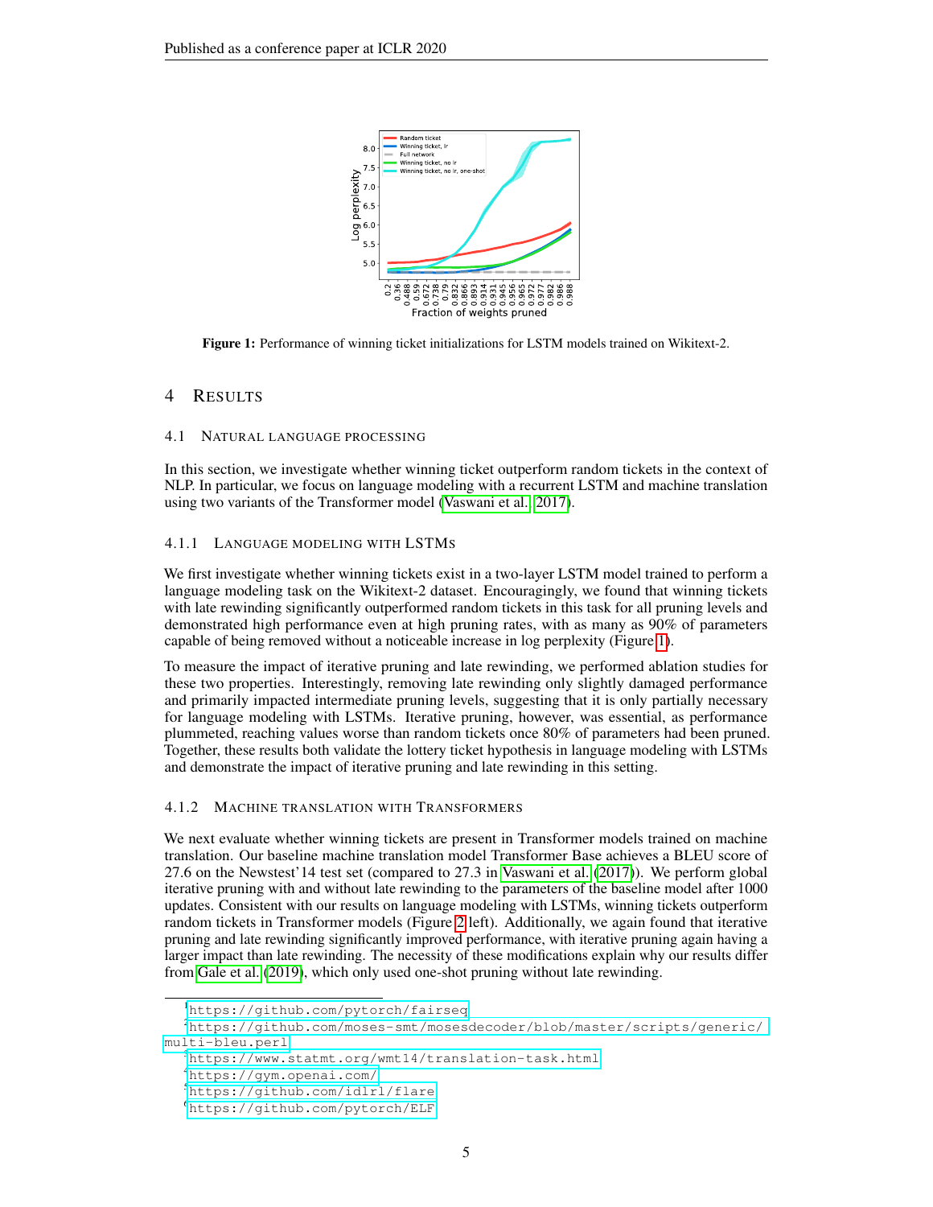Figure 1: Performance of winning ticket initializations for LSTM models trained on Wikitext-2.

## 4 RESULTS

### 4.1 NATURAL LANGUAGE PROCESSING

In this section, we investigate whether winning ticket outperform random tickets in the context of NLP. In particular, we focus on language modeling with a recurrent LSTM and machine translation using two variants of the Transformer model (Vaswani et al., 2017).

#### 4.1.1 LANGUAGE MODELING WITH LSTMS

We first investigate whether winning tickets exist in a two-layer LSTM model trained to perform a language modeling task on the Wikitext-2 dataset. Encouragingly, we found that winning tickets with late rewinding significantly outperformed random tickets in this task for all pruning levels and demonstrated high performance even at high pruning rates, with as many as 90% of parameters capable of being removed without a noticeable increase in log perplexity (Figure 1).

To measure the impact of iterative pruning and late rewinding, we performed ablation studies for these two properties. Interestingly, removing late rewinding only slightly damaged performance and primarily impacted intermediate pruning levels, suggesting that it is only partially necessary for language modeling with LSTMs. Iterative pruning, however, was essential, as performance plummeted, reaching values worse than random tickets once 80% of parameters had been pruned. Together, these results both validate the lottery ticket hypothesis in language modeling with LSTMs and demonstrate the impact of iterative pruning and late rewinding in this setting.

#### 4.1.2 MACHINE TRANSLATION WITH TRANSFORMERS

We next evaluate whether winning tickets are present in Transformer models trained on machine translation. Our baseline machine translation model Transformer Base achieves a BLEU score of 27.6 on the Newstest'14 test set (compared to 27.3 in Vaswani et al. (2017)). We perform global iterative pruning with and without late rewinding to the parameters of the baseline model after 1000 updates. Consistent with our results on language modeling with LSTMs, winning tickets outperform random tickets in Transformer models (Figure 2 left). Additionally, we again found that iterative pruning and late rewinding significantly improved performance, with iterative pruning again having a larger impact than late rewinding. The necessity of these modifications explain why our results differ from Gale et al. (2019), which only used one-shot pruning without late rewinding.

---

[1] https://github.com/pytorch/fairseq
[2] https://github.com/moses-smt/mosesdecoder/blob/master/scripts/generic/multi-bleu.perl
[3] https://www.statmt.org/wmt14/translation-task.html
[4] https://gym.openai.com/
[5] https://github.com/idlrl/flare
[6] https://github.com/pytorch/ELF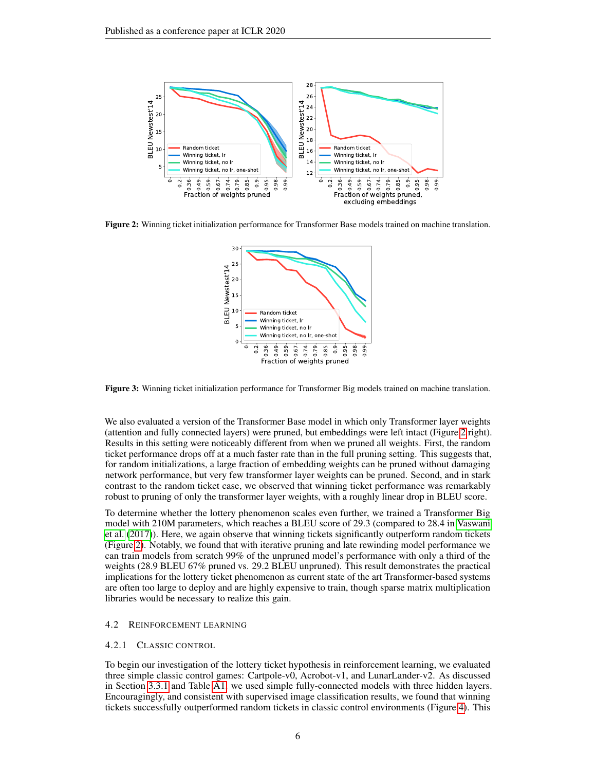Figure 2: Winning ticket initialization performance for Transformer Base models trained on machine translation.

Figure 3: Winning ticket initialization performance for Transformer Big models trained on machine translation.

We also evaluated a version of the Transformer Base model in which only Transformer layer weights (attention and fully connected layers) were pruned, but embeddings were left intact (Figure 2 right). Results in this setting were noticeably different from when we pruned all weights. First, the random ticket performance drops off at a much faster rate than in the full pruning setting. This suggests that, for random initializations, a large fraction of embedding weights can be pruned without damaging network performance, but very few transformer layer weights can be pruned. Second, and in stark contrast to the random ticket case, we observed that winning ticket performance was remarkably robust to pruning of only the transformer layer weights, with a roughly linear drop in BLEU score.

To determine whether the lottery phenomenon scales even further, we trained a Transformer Big model with 210M parameters, which reaches a BLEU score of 29.3 (compared to 28.4 in Vaswani et al. (2017)). Here, we again observe that winning tickets significantly outperform random tickets (Figure 2). Notably, we found that with iterative pruning and late rewinding model performance we can train models from scratch 99% of the unpruned model's performance with only a third of the weights (28.9 BLEU 67% pruned vs. 29.2 BLEU unpruned). This result demonstrates the practical implications for the lottery ticket phenomenon as current state of the art Transformer-based systems are often too large to deploy and are highly expensive to train, though sparse matrix multiplication libraries would be necessary to realize this gain.

### 4.2 Reinforcement Learning

#### 4.2.1 Classic Control

To begin our investigation of the lottery ticket hypothesis in reinforcement learning, we evaluated three simple classic control games: Cartpole-v0, Acrobot-v1, and LunarLander-v2. As discussed in Section 3.3.1 and Table A1, we used simple fully-connected models with three hidden layers. Encouragingly, and consistent with supervised image classification results, we found that winning tickets successfully outperformed random tickets in classic control environments (Figure 4). This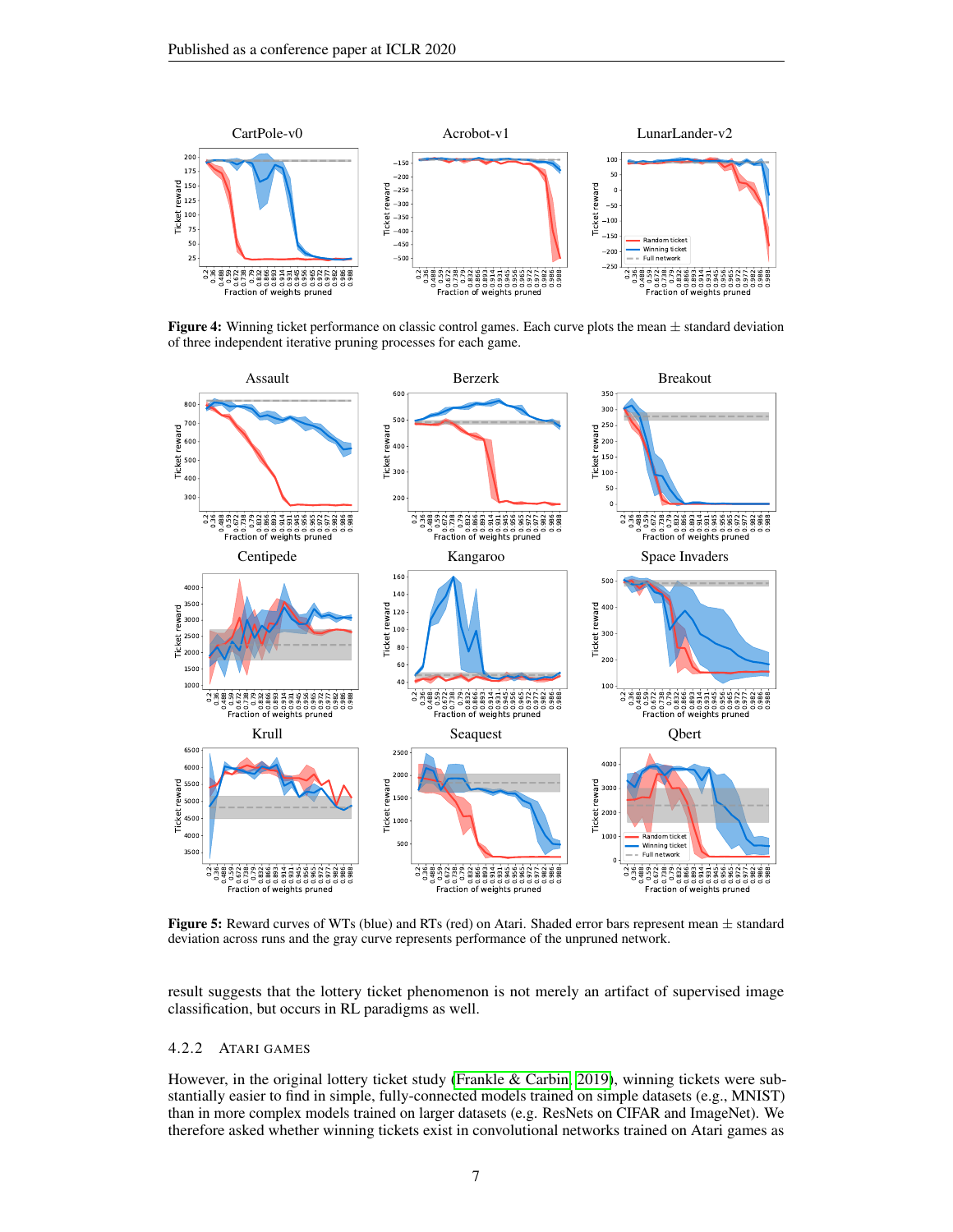**Figure 4:** Winning ticket performance on classic control games. Each curve plots the mean $\pm$ standard deviation of three independent iterative pruning processes for each game.

**Figure 5:** Reward curves of WTs (blue) and RTs (red) on Atari. Shaded error bars represent mean $\pm$ standard deviation across runs and the gray curve represents performance of the unpruned network.

result suggests that the lottery ticket phenomenon is not merely an artifact of supervised image classification, but occurs in RL paradigms as well.

#### 4.2.2 ATARI GAMES

However, in the original lottery ticket study (Frankle & Carbin, 2019), winning tickets were substantially easier to find in simple, fully-connected models trained on simple datasets (e.g., MNIST) than in more complex models trained on larger datasets (e.g. ResNets on CIFAR and ImageNet). We therefore asked whether winning tickets exist in convolutional networks trained on Atari games as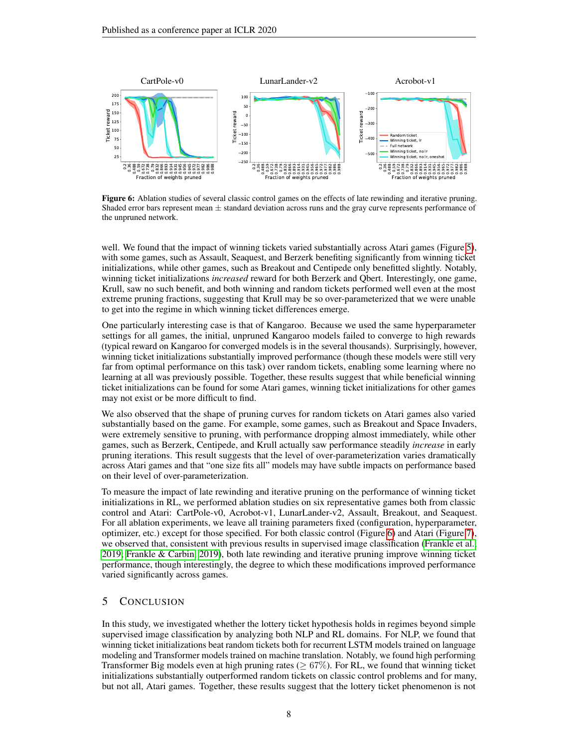Figure 6: Ablation studies of several classic control games on the effects of late rewinding and iterative pruning. Shaded error bars represent mean $\pm$ standard deviation across runs and the gray curve represents performance of the unpruned network.

well. We found that the impact of winning tickets varied substantially across Atari games (Figure 5), with some games, such as Assault, Seaquest, and Berzerk benefiting significantly from winning ticket initializations, while other games, such as Breakout and Centipede only benefitted slightly. Notably, winning ticket initializations *increased* reward for both Berzerk and Qbert. Interestingly, one game, Krull, saw no such benefit, and both winning and random tickets performed well even at the most extreme pruning fractions, suggesting that Krull may be so over-parameterized that we were unable to get into the regime in which winning ticket differences emerge.

One particularly interesting case is that of Kangaroo. Because we used the same hyperparameter settings for all games, the initial, unpruned Kangaroo models failed to converge to high rewards (typical reward on Kangaroo for converged models is in the several thousands). Surprisingly, however, winning ticket initializations substantially improved performance (though these models were still very far from optimal performance on this task) over random tickets, enabling some learning where no learning at all was previously possible. Together, these results suggest that while beneficial winning ticket initializations can be found for some Atari games, winning ticket initializations for other games may not exist or be more difficult to find.

We also observed that the shape of pruning curves for random tickets on Atari games also varied substantially based on the game. For example, some games, such as Breakout and Space Invaders, were extremely sensitive to pruning, with performance dropping almost immediately, while other games, such as Berzerk, Centipede, and Krull actually saw performance steadily *increase* in early pruning iterations. This result suggests that the level of over-parameterization varies dramatically across Atari games and that "one size fits all" models may have subtle impacts on performance based on their level of over-parameterization.

To measure the impact of late rewinding and iterative pruning on the performance of winning ticket initializations in RL, we performed ablation studies on six representative games both from classic control and Atari: CartPole-v0, Acrobot-v1, LunarLander-v2, Assault, Breakout, and Seaquest. For all ablation experiments, we leave all training parameters fixed (configuration, hyperparameter, optimizer, etc.) except for those specified. For both classic control (Figure 6) and Atari (Figure 7), we observed that, consistent with previous results in supervised image classification (Frankle et al., 2019; Frankle & Carbin, 2019), both late rewinding and iterative pruning improve winning ticket performance, though interestingly, the degree to which these modifications improved performance varied significantly across games.

## 5 Conclusion

In this study, we investigated whether the lottery ticket hypothesis holds in regimes beyond simple supervised image classification by analyzing both NLP and RL domains. For NLP, we found that winning ticket initializations beat random tickets both for recurrent LSTM models trained on language modeling and Transformer models trained on machine translation. Notably, we found high performing Transformer Big models even at high pruning rates ($\geq 67\%$). For RL, we found that winning ticket initializations substantially outperformed random tickets on classic control problems and for many, but not all, Atari games. Together, these results suggest that the lottery ticket phenomenon is not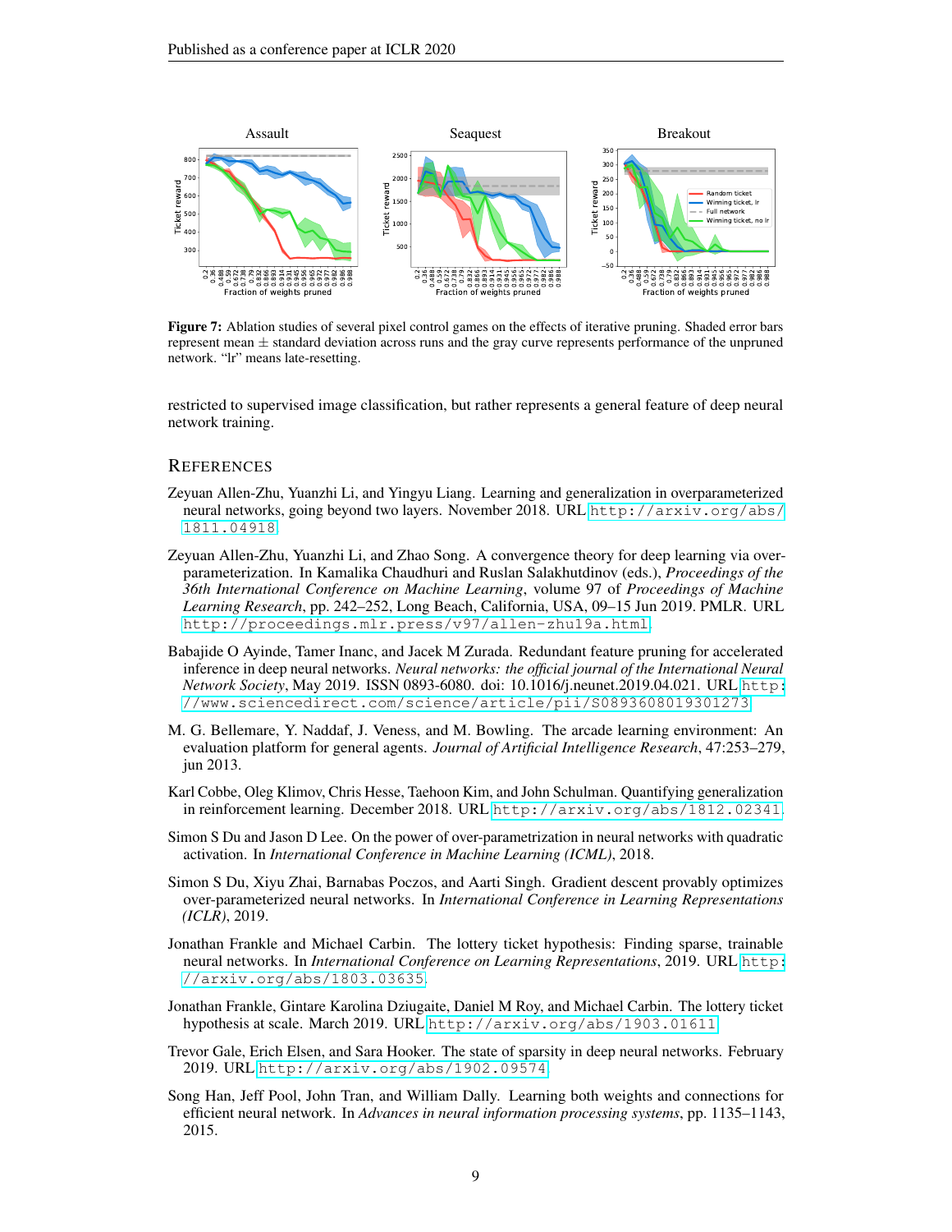**Figure 7:** Ablation studies of several pixel control games on the effects of iterative pruning. Shaded error bars represent mean ± standard deviation across runs and the gray curve represents performance of the unpruned network. "lr" means late-resetting.

restricted to supervised image classification, but rather represents a general feature of deep neural network training.

## REFERENCES

Zeyuan Allen-Zhu, Yuanzhi Li, and Yingyu Liang. Learning and generalization in overparameterized neural networks, going beyond two layers. November 2018. URL http://arxiv.org/abs/1811.04918.

Zeyuan Allen-Zhu, Yuanzhi Li, and Zhao Song. A convergence theory for deep learning via over-parameterization. In Kamalika Chaudhuri and Ruslan Salakhutdinov (eds.), *Proceedings of the 36th International Conference on Machine Learning*, volume 97 of *Proceedings of Machine Learning Research*, pp. 242–252, Long Beach, California, USA, 09–15 Jun 2019. PMLR. URL http://proceedings.mlr.press/v97/allen-zhu19a.html.

Babajide O Ayinde, Tamer Inanc, and Jacek M Zurada. Redundant feature pruning for accelerated inference in deep neural networks. *Neural networks: the official journal of the International Neural Network Society*, May 2019. ISSN 0893-6080. doi: 10.1016/j.neunet.2019.04.021. URL http://www.sciencedirect.com/science/article/pii/S0893608019301273.

M. G. Bellemare, Y. Naddaf, J. Veness, and M. Bowling. The arcade learning environment: An evaluation platform for general agents. *Journal of Artificial Intelligence Research*, 47:253–279, jun 2013.

Karl Cobbe, Oleg Klimov, Chris Hesse, Taehoon Kim, and John Schulman. Quantifying generalization in reinforcement learning. December 2018. URL http://arxiv.org/abs/1812.02341.

Simon S Du and Jason D Lee. On the power of over-parametrization in neural networks with quadratic activation. In *International Conference in Machine Learning (ICML)*, 2018.

Simon S Du, Xiyu Zhai, Barnabas Poczos, and Aarti Singh. Gradient descent provably optimizes over-parameterized neural networks. In *International Conference in Learning Representations (ICLR)*, 2019.

Jonathan Frankle and Michael Carbin. The lottery ticket hypothesis: Finding sparse, trainable neural networks. In *International Conference on Learning Representations*, 2019. URL http://arxiv.org/abs/1803.03635.

Jonathan Frankle, Gintare Karolina Dziugaite, Daniel M Roy, and Michael Carbin. The lottery ticket hypothesis at scale. March 2019. URL http://arxiv.org/abs/1903.01611.

Trevor Gale, Erich Elsen, and Sara Hooker. The state of sparsity in deep neural networks. February 2019. URL http://arxiv.org/abs/1902.09574.

Song Han, Jeff Pool, John Tran, and William Dally. Learning both weights and connections for efficient neural network. In *Advances in neural information processing systems*, pp. 1135–1143, 2015.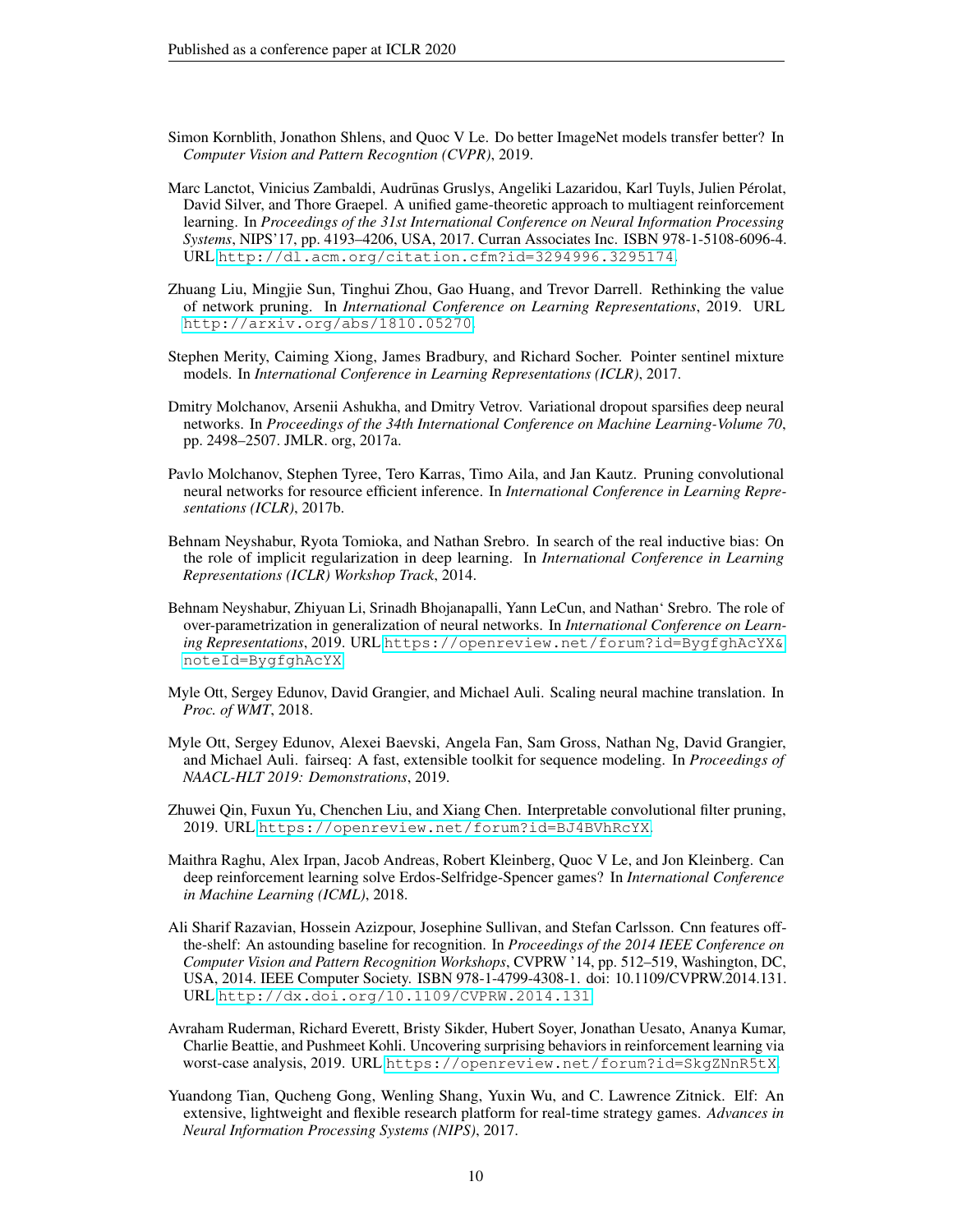Simon Kornblith, Jonathon Shlens, and Quoc V Le. Do better ImageNet models transfer better? In *Computer Vision and Pattern Recogntion (CVPR)*, 2019.

Marc Lanctot, Vinicius Zambaldi, Audrūnas Gruslys, Angeliki Lazaridou, Karl Tuyls, Julien Pérolat, David Silver, and Thore Graepel. A unified game-theoretic approach to multiagent reinforcement learning. In *Proceedings of the 31st International Conference on Neural Information Processing Systems*, NIPS'17, pp. 4193–4206, USA, 2017. Curran Associates Inc. ISBN 978-1-5108-6096-4. URL http://dl.acm.org/citation.cfm?id=3294996.3295174.

Zhuang Liu, Mingjie Sun, Tinghui Zhou, Gao Huang, and Trevor Darrell. Rethinking the value of network pruning. In *International Conference on Learning Representations*, 2019. URL http://arxiv.org/abs/1810.05270.

Stephen Merity, Caiming Xiong, James Bradbury, and Richard Socher. Pointer sentinel mixture models. In *International Conference in Learning Representations (ICLR)*, 2017.

Dmitry Molchanov, Arsenii Ashukha, and Dmitry Vetrov. Variational dropout sparsifies deep neural networks. In *Proceedings of the 34th International Conference on Machine Learning-Volume 70*, pp. 2498–2507. JMLR. org, 2017a.

Pavlo Molchanov, Stephen Tyree, Tero Karras, Timo Aila, and Jan Kautz. Pruning convolutional neural networks for resource efficient inference. In *International Conference in Learning Representations (ICLR)*, 2017b.

Behnam Neyshabur, Ryota Tomioka, and Nathan Srebro. In search of the real inductive bias: On the role of implicit regularization in deep learning. In *International Conference in Learning Representations (ICLR) Workshop Track*, 2014.

Behnam Neyshabur, Zhiyuan Li, Srinadh Bhojanapalli, Yann LeCun, and Nathan‘ Srebro. The role of over-parametrization in generalization of neural networks. In *International Conference on Learning Representations*, 2019. URL https://openreview.net/forum?id=BygfghAcYX&noteId=BygfghAcYX.

Myle Ott, Sergey Edunov, David Grangier, and Michael Auli. Scaling neural machine translation. In *Proc. of WMT*, 2018.

Myle Ott, Sergey Edunov, Alexei Baevski, Angela Fan, Sam Gross, Nathan Ng, David Grangier, and Michael Auli. fairseq: A fast, extensible toolkit for sequence modeling. In *Proceedings of NAACL-HLT 2019: Demonstrations*, 2019.

Zhuwei Qin, Fuxun Yu, Chenchen Liu, and Xiang Chen. Interpretable convolutional filter pruning, 2019. URL https://openreview.net/forum?id=BJ4BVhRcYX.

Maithra Raghu, Alex Irpan, Jacob Andreas, Robert Kleinberg, Quoc V Le, and Jon Kleinberg. Can deep reinforcement learning solve Erdos-Selfridge-Spencer games? In *International Conference in Machine Learning (ICML)*, 2018.

Ali Sharif Razavian, Hossein Azizpour, Josephine Sullivan, and Stefan Carlsson. Cnn features off-the-shelf: An astounding baseline for recognition. In *Proceedings of the 2014 IEEE Conference on Computer Vision and Pattern Recognition Workshops*, CVPRW '14, pp. 512–519, Washington, DC, USA, 2014. IEEE Computer Society. ISBN 978-1-4799-4308-1. doi: 10.1109/CVPRW.2014.131. URL http://dx.doi.org/10.1109/CVPRW.2014.131.

Avraham Ruderman, Richard Everett, Bristy Sikder, Hubert Soyer, Jonathan Uesato, Ananya Kumar, Charlie Beattie, and Pushmeet Kohli. Uncovering surprising behaviors in reinforcement learning via worst-case analysis, 2019. URL https://openreview.net/forum?id=SkgZNnR5tX.

Yuandong Tian, Qucheng Gong, Wenling Shang, Yuxin Wu, and C. Lawrence Zitnick. Elf: An extensive, lightweight and flexible research platform for real-time strategy games. *Advances in Neural Information Processing Systems (NIPS)*, 2017.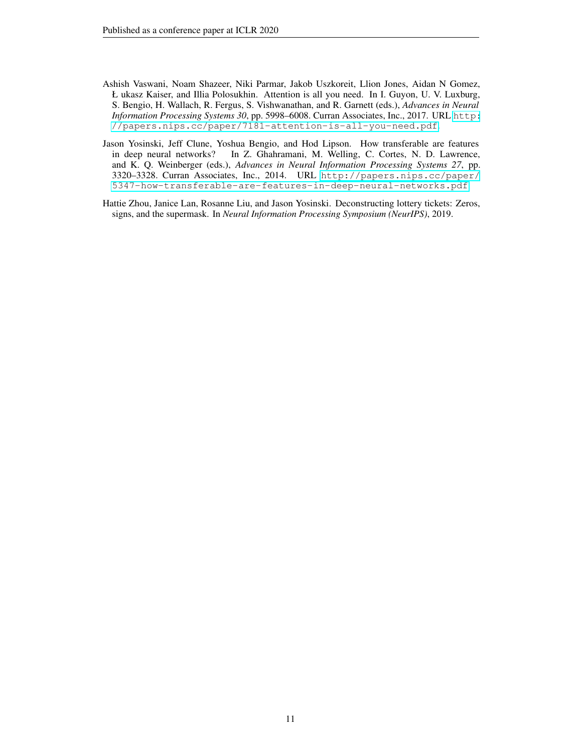Ashish Vaswani, Noam Shazeer, Niki Parmar, Jakob Uszkoreit, Llion Jones, Aidan N Gomez, Ł ukasz Kaiser, and Illia Polosukhin. Attention is all you need. In I. Guyon, U. V. Luxburg, S. Bengio, H. Wallach, R. Fergus, S. Vishwanathan, and R. Garnett (eds.), *Advances in Neural Information Processing Systems 30*, pp. 5998–6008. Curran Associates, Inc., 2017. URL http://papers.nips.cc/paper/7181-attention-is-all-you-need.pdf.

Jason Yosinski, Jeff Clune, Yoshua Bengio, and Hod Lipson. How transferable are features in deep neural networks? In Z. Ghahramani, M. Welling, C. Cortes, N. D. Lawrence, and K. Q. Weinberger (eds.), *Advances in Neural Information Processing Systems 27*, pp. 3320–3328. Curran Associates, Inc., 2014. URL http://papers.nips.cc/paper/5347-how-transferable-are-features-in-deep-neural-networks.pdf.

Hattie Zhou, Janice Lan, Rosanne Liu, and Jason Yosinski. Deconstructing lottery tickets: Zeros, signs, and the supermask. In *Neural Information Processing Symposium (NeurIPS)*, 2019.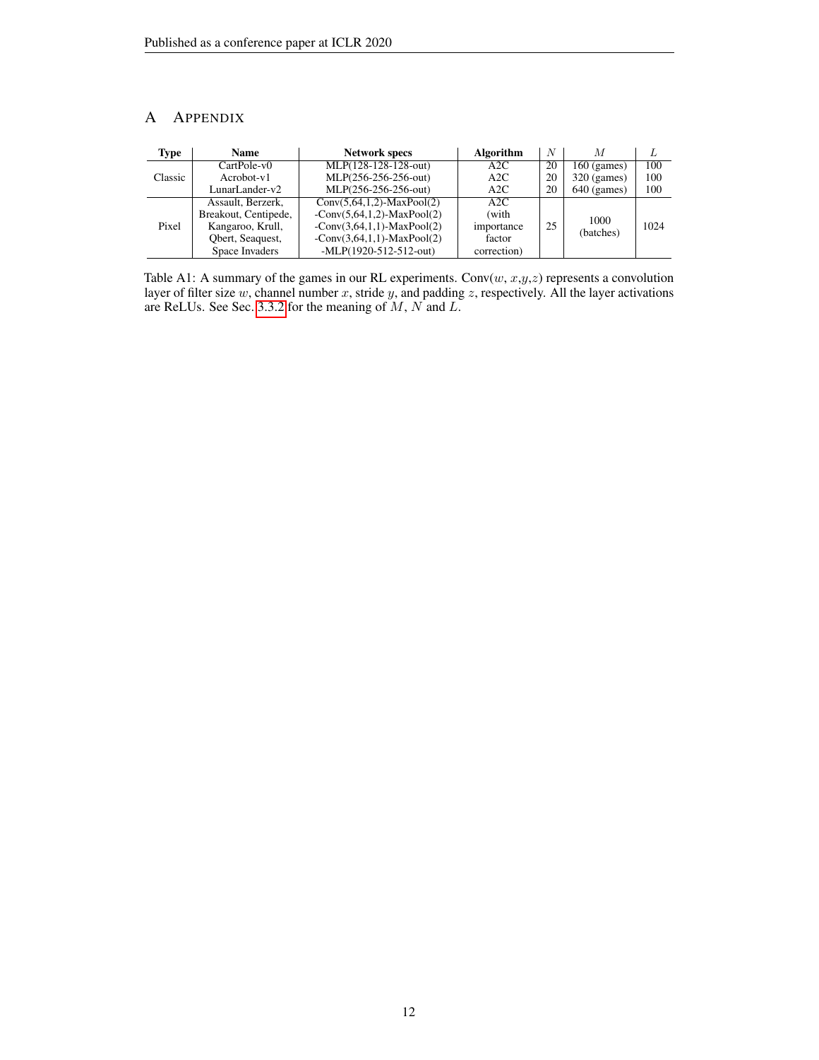# A APPENDIX

| **Type** | **Name** | **Network specs** | **Algorithm** | $N$ | $M$ | $L$ |
|---|---|---|---|---|---|---|
| Classic | CartPole-v0 | MLP(128-128-128-out) | A2C | 20 | 160 (games) | 100 |
| | Acrobot-v1 | MLP(256-256-256-out) | A2C | 20 | 320 (games) | 100 |
| | LunarLander-v2 | MLP(256-256-256-out) | A2C | 20 | 640 (games) | 100 |
| Pixel | Assault, Berzerk, Breakout, Centipede, Kangaroo, Krull, Qbert, Seaquest, Space Invaders | Conv(5,64,1,2)-MaxPool(2) -Conv(5,64,1,2)-MaxPool(2) -Conv(3,64,1,1)-MaxPool(2) -Conv(3,64,1,1)-MaxPool(2) -MLP(1920-512-512-out) | A2C (with importance factor correction) | 25 | 1000 (batches) | 1024 |

Table A1: A summary of the games in our RL experiments. Conv($w$, $x$,$y$,$z$) represents a convolution layer of filter size $w$, channel number $x$, stride $y$, and padding $z$, respectively. All the layer activations are ReLUs. See Sec. 3.3.2 for the meaning of $M$, $N$ and $L$.